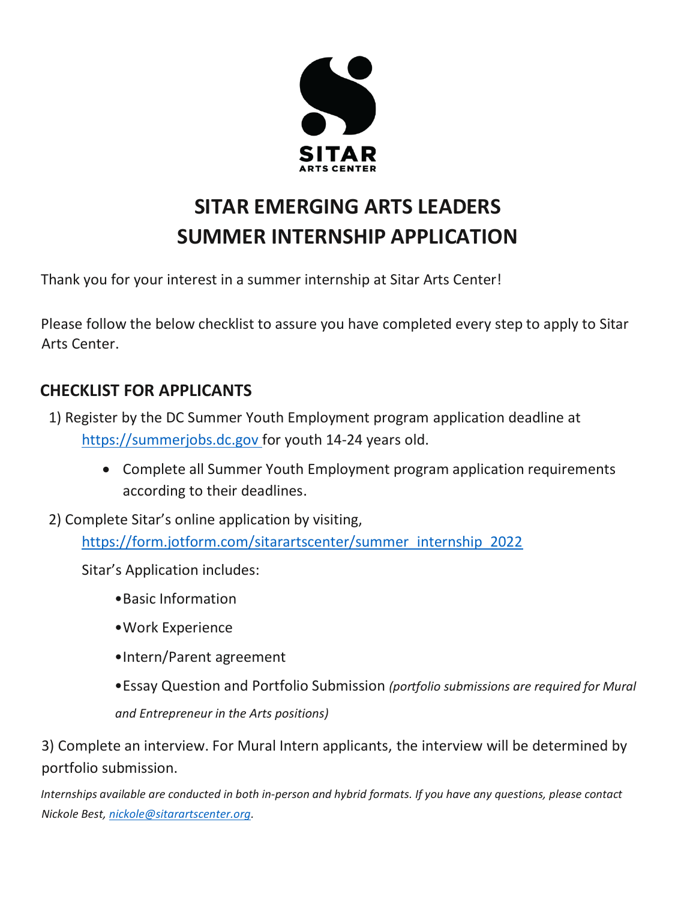SITAR
ARTS CENTER

# SITAR EMERGING ARTS LEADERS SUMMER INTERNSHIP APPLICATION

Thank you for your interest in a summer internship at Sitar Arts Center!

Please follow the below checklist to assure you have completed every step to apply to Sitar Arts Center.

## CHECKLIST FOR APPLICANTS

1) Register by the DC Summer Youth Employment program application deadline at https://summerjobs.dc.gov for youth 14-24 years old.
   - Complete all Summer Youth Employment program application requirements according to their deadlines.

2) Complete Sitar's online application by visiting, https://form.jotform.com/sitarartscenter/summer_internship_2022

   Sitar's Application includes:

   - Basic Information
   - Work Experience
   - Intern/Parent agreement
   - Essay Question and Portfolio Submission *(portfolio submissions are required for Mural and Entrepreneur in the Arts positions)*

3) Complete an interview. For Mural Intern applicants, the interview will be determined by portfolio submission.

*Internships available are conducted in both in-person and hybrid formats. If you have any questions, please contact Nickole Best, nickole@sitarartscenter.org.*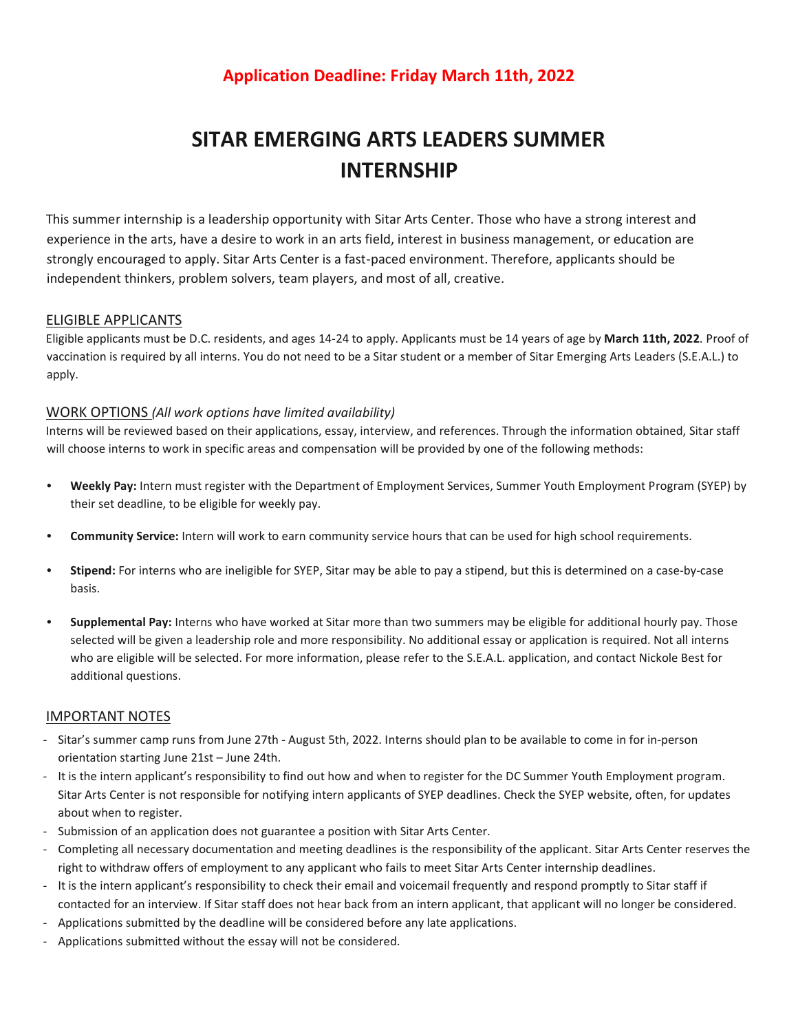**Application Deadline: Friday March 11th, 2022**

# SITAR EMERGING ARTS LEADERS SUMMER INTERNSHIP

This summer internship is a leadership opportunity with Sitar Arts Center. Those who have a strong interest and experience in the arts, have a desire to work in an arts field, interest in business management, or education are strongly encouraged to apply. Sitar Arts Center is a fast-paced environment. Therefore, applicants should be independent thinkers, problem solvers, team players, and most of all, creative.

## ELIGIBLE APPLICANTS

Eligible applicants must be D.C. residents, and ages 14-24 to apply. Applicants must be 14 years of age by **March 11th, 2022**. Proof of vaccination is required by all interns. You do not need to be a Sitar student or a member of Sitar Emerging Arts Leaders (S.E.A.L.) to apply.

## WORK OPTIONS *(All work options have limited availability)*

Interns will be reviewed based on their applications, essay, interview, and references. Through the information obtained, Sitar staff will choose interns to work in specific areas and compensation will be provided by one of the following methods:

- **Weekly Pay:** Intern must register with the Department of Employment Services, Summer Youth Employment Program (SYEP) by their set deadline, to be eligible for weekly pay.
- **Community Service:** Intern will work to earn community service hours that can be used for high school requirements.
- **Stipend:** For interns who are ineligible for SYEP, Sitar may be able to pay a stipend, but this is determined on a case-by-case basis.
- **Supplemental Pay:** Interns who have worked at Sitar more than two summers may be eligible for additional hourly pay. Those selected will be given a leadership role and more responsibility. No additional essay or application is required. Not all interns who are eligible will be selected. For more information, please refer to the S.E.A.L. application, and contact Nickole Best for additional questions.

## IMPORTANT NOTES

- Sitar's summer camp runs from June 27th - August 5th, 2022. Interns should plan to be available to come in for in-person orientation starting June 21st – June 24th.
- It is the intern applicant's responsibility to find out how and when to register for the DC Summer Youth Employment program. Sitar Arts Center is not responsible for notifying intern applicants of SYEP deadlines. Check the SYEP website, often, for updates about when to register.
- Submission of an application does not guarantee a position with Sitar Arts Center.
- Completing all necessary documentation and meeting deadlines is the responsibility of the applicant. Sitar Arts Center reserves the right to withdraw offers of employment to any applicant who fails to meet Sitar Arts Center internship deadlines.
- It is the intern applicant's responsibility to check their email and voicemail frequently and respond promptly to Sitar staff if contacted for an interview. If Sitar staff does not hear back from an intern applicant, that applicant will no longer be considered.
- Applications submitted by the deadline will be considered before any late applications.
- Applications submitted without the essay will not be considered.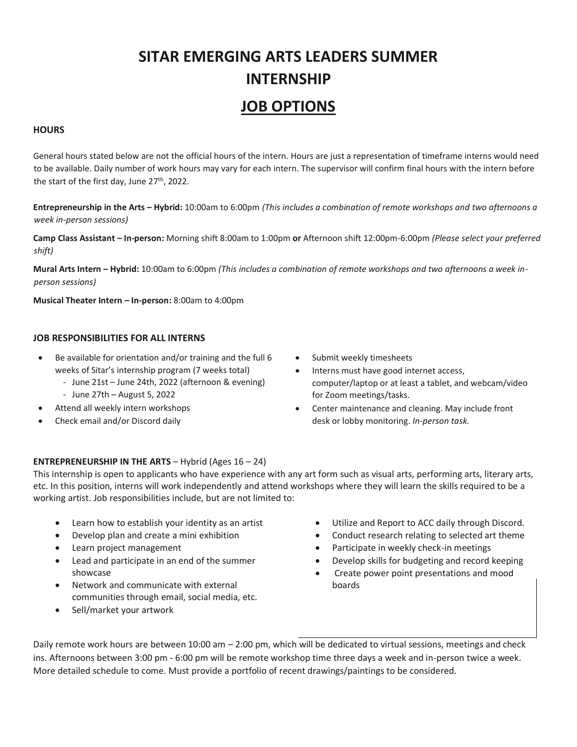# SITAR EMERGING ARTS LEADERS SUMMER INTERNSHIP

## JOB OPTIONS

**HOURS**

General hours stated below are not the official hours of the intern. Hours are just a representation of timeframe interns would need to be available. Daily number of work hours may vary for each intern. The supervisor will confirm final hours with the intern before the start of the first day, June 27th, 2022.

**Entrepreneurship in the Arts – Hybrid:** 10:00am to 6:00pm *(This includes a combination of remote workshops and two afternoons a week in-person sessions)*

**Camp Class Assistant – In-person:** Morning shift 8:00am to 1:00pm **or** Afternoon shift 12:00pm-6:00pm *(Please select your preferred shift)*

**Mural Arts Intern – Hybrid:** 10:00am to 6:00pm *(This includes a combination of remote workshops and two afternoons a week in-person sessions)*

**Musical Theater Intern – In-person:** 8:00am to 4:00pm

**JOB RESPONSIBILITIES FOR ALL INTERNS**

- Be available for orientation and/or training and the full 6 weeks of Sitar's internship program (7 weeks total)
  - June 21st – June 24th, 2022 (afternoon & evening)
  - June 27th – August 5, 2022
- Attend all weekly intern workshops
- Check email and/or Discord daily
- Submit weekly timesheets
- Interns must have good internet access, computer/laptop or at least a tablet, and webcam/video for Zoom meetings/tasks.
- Center maintenance and cleaning. May include front desk or lobby monitoring. *In-person task.*

**ENTREPRENEURSHIP IN THE ARTS** – Hybrid (Ages 16 – 24)
This internship is open to applicants who have experience with any art form such as visual arts, performing arts, literary arts, etc. In this position, interns will work independently and attend workshops where they will learn the skills required to be a working artist. Job responsibilities include, but are not limited to:

- Learn how to establish your identity as an artist
- Develop plan and create a mini exhibition
- Learn project management
- Lead and participate in an end of the summer showcase
- Network and communicate with external communities through email, social media, etc.
- Sell/market your artwork
- Utilize and Report to ACC daily through Discord.
- Conduct research relating to selected art theme
- Participate in weekly check-in meetings
- Develop skills for budgeting and record keeping
- Create power point presentations and mood boards

Daily remote work hours are between 10:00 am – 2:00 pm, which will be dedicated to virtual sessions, meetings and check ins. Afternoons between 3:00 pm - 6:00 pm will be remote workshop time three days a week and in-person twice a week. More detailed schedule to come. Must provide a portfolio of recent drawings/paintings to be considered.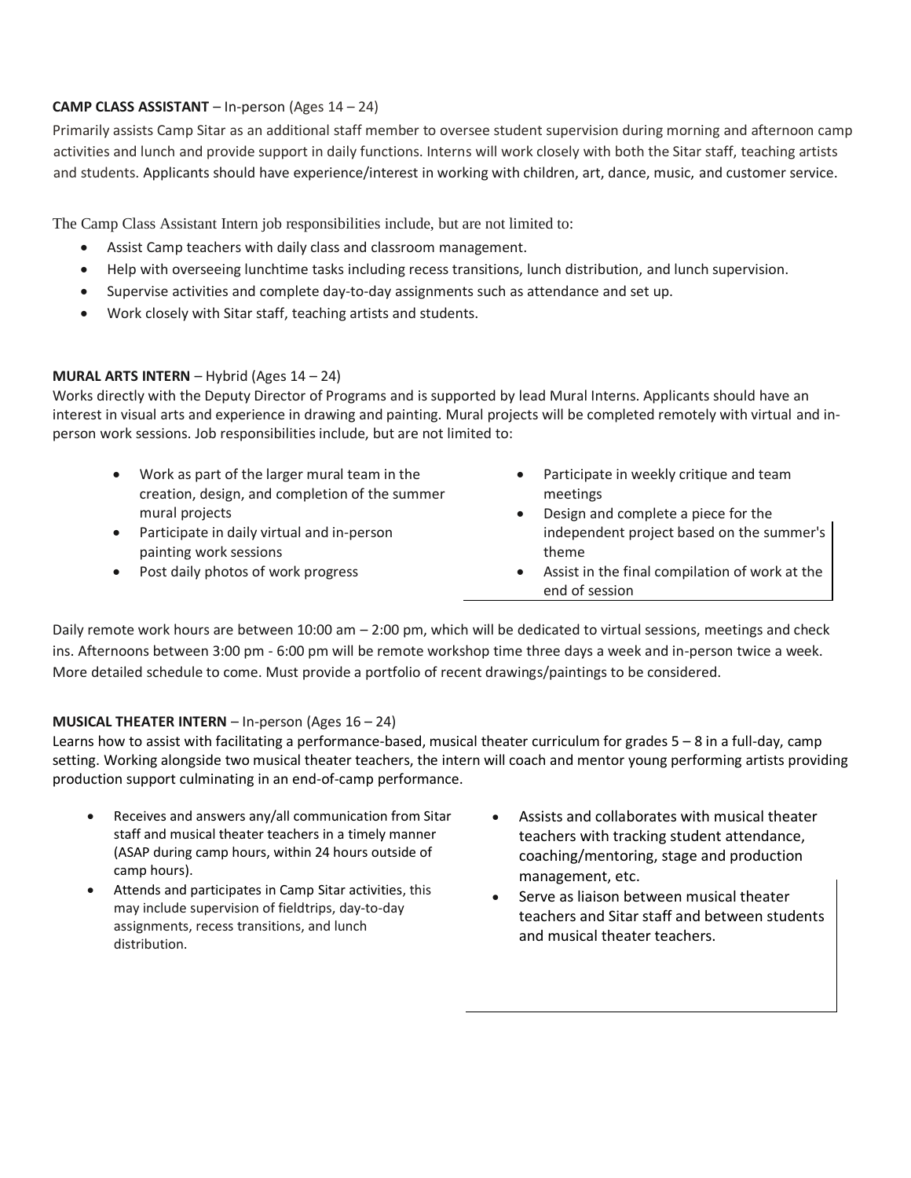**CAMP CLASS ASSISTANT** – In-person (Ages 14 – 24)

Primarily assists Camp Sitar as an additional staff member to oversee student supervision during morning and afternoon camp activities and lunch and provide support in daily functions. Interns will work closely with both the Sitar staff, teaching artists and students. Applicants should have experience/interest in working with children, art, dance, music, and customer service.

The Camp Class Assistant Intern job responsibilities include, but are not limited to:

- Assist Camp teachers with daily class and classroom management.
- Help with overseeing lunchtime tasks including recess transitions, lunch distribution, and lunch supervision.
- Supervise activities and complete day-to-day assignments such as attendance and set up.
- Work closely with Sitar staff, teaching artists and students.

**MURAL ARTS INTERN** – Hybrid (Ages 14 – 24)

Works directly with the Deputy Director of Programs and is supported by lead Mural Interns. Applicants should have an interest in visual arts and experience in drawing and painting. Mural projects will be completed remotely with virtual and in-person work sessions. Job responsibilities include, but are not limited to:

- Work as part of the larger mural team in the creation, design, and completion of the summer mural projects
- Participate in daily virtual and in-person painting work sessions
- Post daily photos of work progress
- Participate in weekly critique and team meetings
- Design and complete a piece for the independent project based on the summer's theme
- Assist in the final compilation of work at the end of session

Daily remote work hours are between 10:00 am – 2:00 pm, which will be dedicated to virtual sessions, meetings and check ins. Afternoons between 3:00 pm - 6:00 pm will be remote workshop time three days a week and in-person twice a week. More detailed schedule to come. Must provide a portfolio of recent drawings/paintings to be considered.

**MUSICAL THEATER INTERN** – In-person (Ages 16 – 24)

Learns how to assist with facilitating a performance-based, musical theater curriculum for grades 5 – 8 in a full-day, camp setting. Working alongside two musical theater teachers, the intern will coach and mentor young performing artists providing production support culminating in an end-of-camp performance.

- Receives and answers any/all communication from Sitar staff and musical theater teachers in a timely manner (ASAP during camp hours, within 24 hours outside of camp hours).
- Attends and participates in Camp Sitar activities, this may include supervision of fieldtrips, day-to-day assignments, recess transitions, and lunch distribution.
- Assists and collaborates with musical theater teachers with tracking student attendance, coaching/mentoring, stage and production management, etc.
- Serve as liaison between musical theater teachers and Sitar staff and between students and musical theater teachers.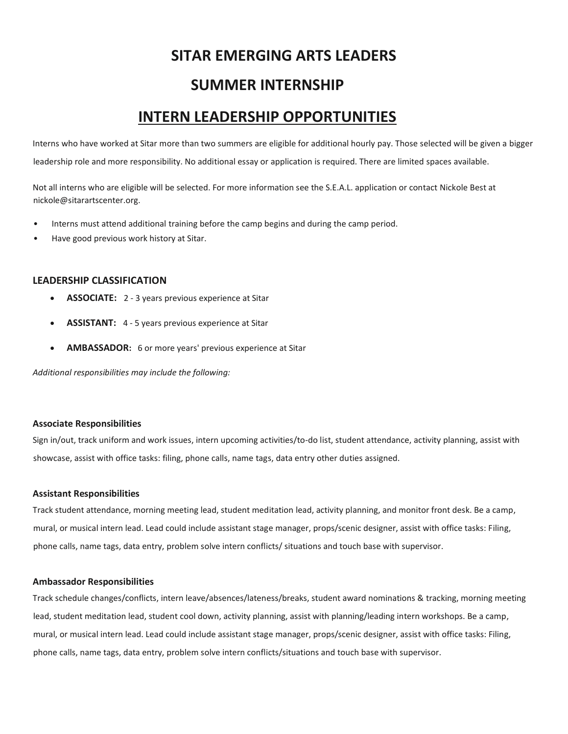# SITAR EMERGING ARTS LEADERS

## SUMMER INTERNSHIP

## INTERN LEADERSHIP OPPORTUNITIES

Interns who have worked at Sitar more than two summers are eligible for additional hourly pay. Those selected will be given a bigger leadership role and more responsibility. No additional essay or application is required. There are limited spaces available.

Not all interns who are eligible will be selected. For more information see the S.E.A.L. application or contact Nickole Best at nickole@sitarartscenter.org.

- Interns must attend additional training before the camp begins and during the camp period.
- Have good previous work history at Sitar.

### LEADERSHIP CLASSIFICATION

- **ASSOCIATE:** 2 - 3 years previous experience at Sitar
- **ASSISTANT:** 4 - 5 years previous experience at Sitar
- **AMBASSADOR:** 6 or more years' previous experience at Sitar

*Additional responsibilities may include the following:*

#### Associate Responsibilities

Sign in/out, track uniform and work issues, intern upcoming activities/to-do list, student attendance, activity planning, assist with showcase, assist with office tasks: filing, phone calls, name tags, data entry other duties assigned.

#### Assistant Responsibilities

Track student attendance, morning meeting lead, student meditation lead, activity planning, and monitor front desk. Be a camp, mural, or musical intern lead. Lead could include assistant stage manager, props/scenic designer, assist with office tasks: Filing, phone calls, name tags, data entry, problem solve intern conflicts/ situations and touch base with supervisor.

#### Ambassador Responsibilities

Track schedule changes/conflicts, intern leave/absences/lateness/breaks, student award nominations & tracking, morning meeting lead, student meditation lead, student cool down, activity planning, assist with planning/leading intern workshops. Be a camp, mural, or musical intern lead. Lead could include assistant stage manager, props/scenic designer, assist with office tasks: Filing, phone calls, name tags, data entry, problem solve intern conflicts/situations and touch base with supervisor.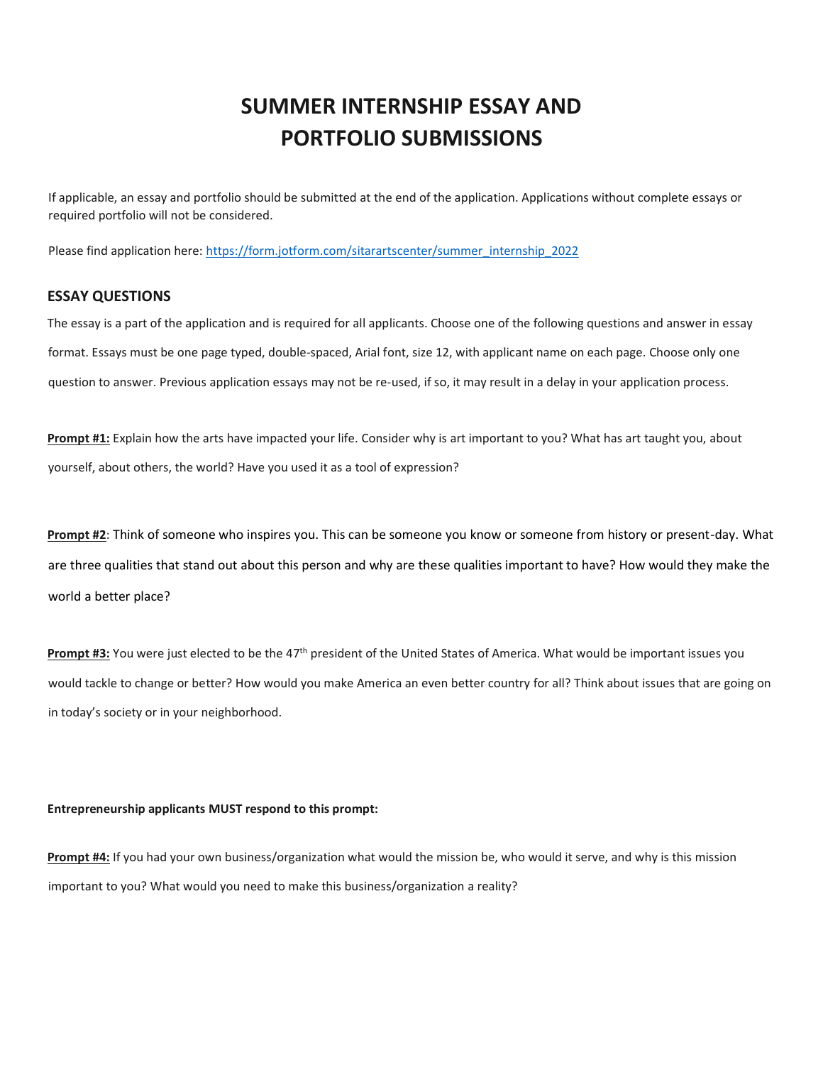# SUMMER INTERNSHIP ESSAY AND PORTFOLIO SUBMISSIONS

If applicable, an essay and portfolio should be submitted at the end of the application. Applications without complete essays or required portfolio will not be considered.

Please find application here: [https://form.jotform.com/sitarartscenter/summer_internship_2022](https://form.jotform.com/sitarartscenter/summer_internship_2022)

## ESSAY QUESTIONS

The essay is a part of the application and is required for all applicants. Choose one of the following questions and answer in essay format. Essays must be one page typed, double-spaced, Arial font, size 12, with applicant name on each page. Choose only one question to answer. Previous application essays may not be re-used, if so, it may result in a delay in your application process.

**Prompt #1:** Explain how the arts have impacted your life. Consider why is art important to you? What has art taught you, about yourself, about others, the world? Have you used it as a tool of expression?

**Prompt #2**: Think of someone who inspires you. This can be someone you know or someone from history or present-day. What are three qualities that stand out about this person and why are these qualities important to have? How would they make the world a better place?

**Prompt #3:** You were just elected to be the 47th president of the United States of America. What would be important issues you would tackle to change or better? How would you make America an even better country for all? Think about issues that are going on in today's society or in your neighborhood.

**Entrepreneurship applicants MUST respond to this prompt:**

**Prompt #4:** If you had your own business/organization what would the mission be, who would it serve, and why is this mission important to you? What would you need to make this business/organization a reality?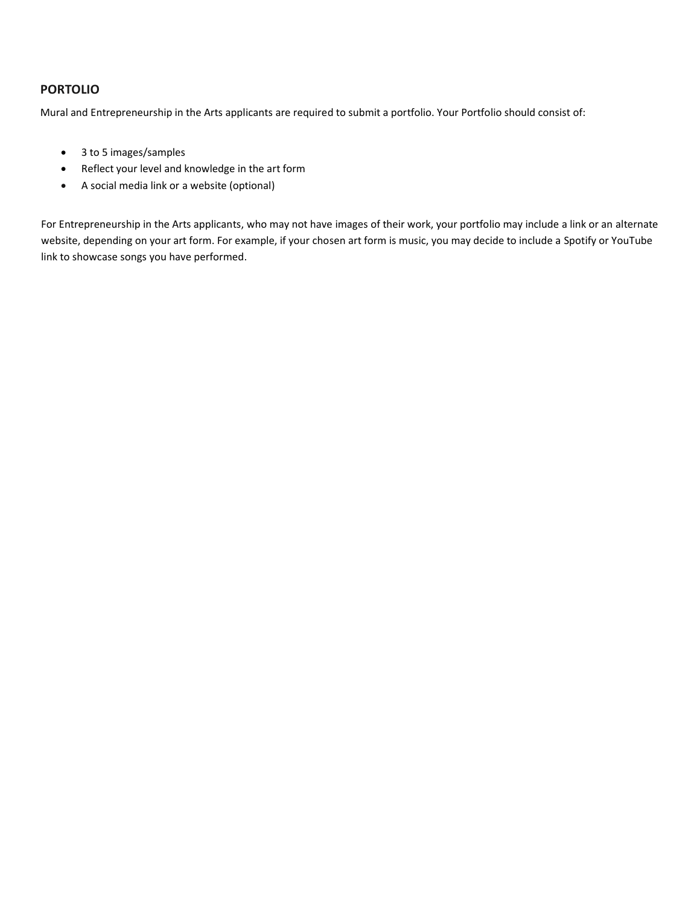## PORTOLIO

Mural and Entrepreneurship in the Arts applicants are required to submit a portfolio. Your Portfolio should consist of:

- 3 to 5 images/samples
- Reflect your level and knowledge in the art form
- A social media link or a website (optional)

For Entrepreneurship in the Arts applicants, who may not have images of their work, your portfolio may include a link or an alternate website, depending on your art form. For example, if your chosen art form is music, you may decide to include a Spotify or YouTube link to showcase songs you have performed.